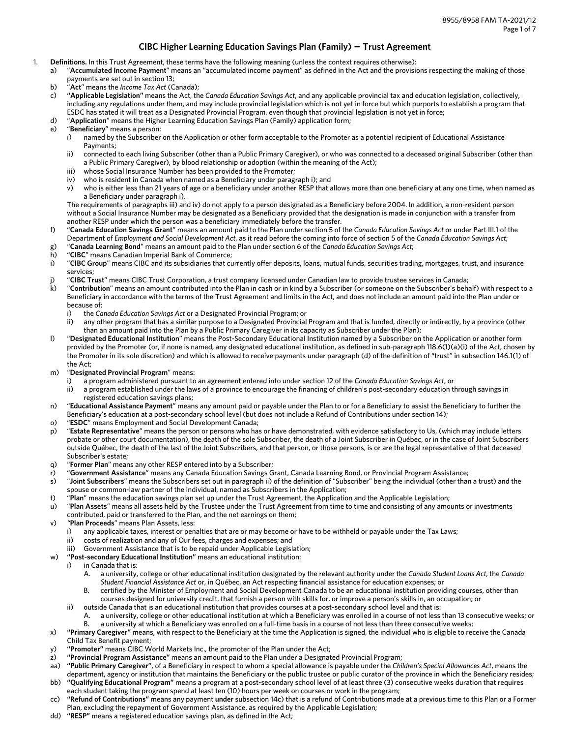# CIBC Higher Learning Education Savings Plan (Family) — Trust Agreement

1. **Definitions.** In this Trust Agreement, these terms have the following meaning (unless the context requires otherwise):
   a) "**Accumulated Income Payment**" means an "accumulated income payment" as defined in the Act and the provisions respecting the making of those payments are set out in section 13;
   b) "**Act**" means the *Income Tax Act* (Canada);
   c) **"Applicable Legislation"** means the Act, the *Canada Education Savings Act*, and any applicable provincial tax and education legislation, collectively, including any regulations under them, and may include provincial legislation which is not yet in force but which purports to establish a program that ESDC has stated it will treat as a Designated Provincial Program, even though that provincial legislation is not yet in force;
   d) "**Application**" means the Higher Learning Education Savings Plan (Family) application form;
   e) "**Beneficiary**" means a person:
      i) named by the Subscriber on the Application or other form acceptable to the Promoter as a potential recipient of Educational Assistance Payments;
      ii) connected to each living Subscriber (other than a Public Primary Caregiver), or who was connected to a deceased original Subscriber (other than a Public Primary Caregiver), by blood relationship or adoption (within the meaning of the Act);
      iii) whose Social Insurance Number has been provided to the Promoter;
      iv) who is resident in Canada when named as a Beneficiary under paragraph i); and
      v) who is either less than 21 years of age or a beneficiary under another RESP that allows more than one beneficiary at any one time, when named as a Beneficiary under paragraph i).

      The requirements of paragraphs iii) and iv) do not apply to a person designated as a Beneficiary before 2004. In addition, a non-resident person without a Social Insurance Number may be designated as a Beneficiary provided that the designation is made in conjunction with a transfer from another RESP under which the person was a beneficiary immediately before the transfer.
   f) "**Canada Education Savings Grant**" means an amount paid to the Plan under section 5 of the *Canada Education Savings Act* or under Part III.1 of the Department of *Employment and Social Development Act*, as it read before the coming into force of section 5 of the *Canada Education Savings Act*;
   g) "**Canada Learning Bond**" means an amount paid to the Plan under section 6 of the *Canada Education Savings Act*;
   h) "**CIBC**" means Canadian Imperial Bank of Commerce;
   i) "**CIBC Group**" means CIBC and its subsidiaries that currently offer deposits, loans, mutual funds, securities trading, mortgages, trust, and insurance services;
   j) "**CIBC Trust**" means CIBC Trust Corporation, a trust company licensed under Canadian law to provide trustee services in Canada;
   k) "**Contribution**" means an amount contributed into the Plan in cash or in kind by a Subscriber (or someone on the Subscriber's behalf) with respect to a Beneficiary in accordance with the terms of the Trust Agreement and limits in the Act, and does not include an amount paid into the Plan under or because of:
      i) the *Canada Education Savings Act* or a Designated Provincial Program; or
      ii) any other program that has a similar purpose to a Designated Provincial Program and that is funded, directly or indirectly, by a province (other than an amount paid into the Plan by a Public Primary Caregiver in its capacity as Subscriber under the Plan);
   l) "**Designated Educational Institution**" means the Post-Secondary Educational Institution named by a Subscriber on the Application or another form provided by the Promoter (or, if none is named, any designated educational institution, as defined in sub-paragraph 118.6(1)(a)(i) of the Act, chosen by the Promoter in its sole discretion) and which is allowed to receive payments under paragraph (d) of the definition of "trust" in subsection 146.1(1) of the Act;
   m) "**Designated Provincial Program**" means:
      i) a program administered pursuant to an agreement entered into under section 12 of the *Canada Education Savings Act*, or
      ii) a program established under the laws of a province to encourage the financing of children's post-secondary education through savings in registered education savings plans;
   n) "**Educational Assistance Payment**" means any amount paid or payable under the Plan to or for a Beneficiary to assist the Beneficiary to further the Beneficiary's education at a post-secondary school level (but does not include a Refund of Contributions under section 14);
   o) "**ESDC**" means Employment and Social Development Canada;
   p) "**Estate Representative**" means the person or persons who has or have demonstrated, with evidence satisfactory to Us, (which may include letters probate or other court documentation), the death of the sole Subscriber, the death of a Joint Subscriber in Québec, or in the case of Joint Subscribers outside Québec, the death of the last of the Joint Subscribers, and that person, or those persons, is or are the legal representative of that deceased Subscriber's estate;
   q) "**Former Plan**" means any other RESP entered into by a Subscriber;
   r) "**Government Assistance**" means any Canada Education Savings Grant, Canada Learning Bond, or Provincial Program Assistance;
   s) "**Joint Subscribers**" means the Subscribers set out in paragraph ii) of the definition of "Subscriber" being the individual (other than a trust) and the spouse or common-law partner of the individual, named as Subscribers in the Application;
   t) "**Plan**" means the education savings plan set up under the Trust Agreement, the Application and the Applicable Legislation;
   u) "**Plan Assets**" means all assets held by the Trustee under the Trust Agreement from time to time and consisting of any amounts or investments contributed, paid or transferred to the Plan, and the net earnings on them;
   v) "**Plan Proceeds**" means Plan Assets, less:
      i) any applicable taxes, interest or penalties that are or may become or have to be withheld or payable under the Tax Laws;
      ii) costs of realization and any of Our fees, charges and expenses; and
      iii) Government Assistance that is to be repaid under Applicable Legislation;
   w) **"Post-secondary Educational Institution"** means an educational institution:
      i) in Canada that is:
         A. a university, college or other educational institution designated by the relevant authority under the *Canada Student Loans Act*, the *Canada Student Financial Assistance Act* or, in Québec, an Act respecting financial assistance for education expenses; or
         B. certified by the Minister of Employment and Social Development Canada to be an educational institution providing courses, other than courses designed for university credit, that furnish a person with skills for, or improve a person's skills in, an occupation; or
      ii) outside Canada that is an educational institution that provides courses at a post-secondary school level and that is:
         A. a university, college or other educational institution at which a Beneficiary was enrolled in a course of not less than 13 consecutive weeks; or
         B. a university at which a Beneficiary was enrolled on a full-time basis in a course of not less than three consecutive weeks;
   x) **"Primary Caregiver"** means, with respect to the Beneficiary at the time the Application is signed, the individual who is eligible to receive the Canada Child Tax Benefit payment;
   y) **"Promoter"** means CIBC World Markets Inc., the promoter of the Plan under the Act;
   z) **"Provincial Program Assistance"** means an amount paid to the Plan under a Designated Provincial Program;
   aa) **"Public Primary Caregiver"**, of a Beneficiary in respect to whom a special allowance is payable under the *Children's Special Allowances Act*, means the department, agency or institution that maintains the Beneficiary or the public trustee or public curator of the province in which the Beneficiary resides;
   bb) **"Qualifying Educational Program"** means a program at a post-secondary school level of at least three (3) consecutive weeks duration that requires each student taking the program spend at least ten (10) hours per week on courses or work in the program;
   cc) **"Refund of Contributions"** means any payment **under** subsection 14c) that is a refund of Contributions made at a previous time to this Plan or a Former Plan, excluding the repayment of Government Assistance, as required by the Applicable Legislation;
   dd) **"RESP"** means a registered education savings plan, as defined in the Act;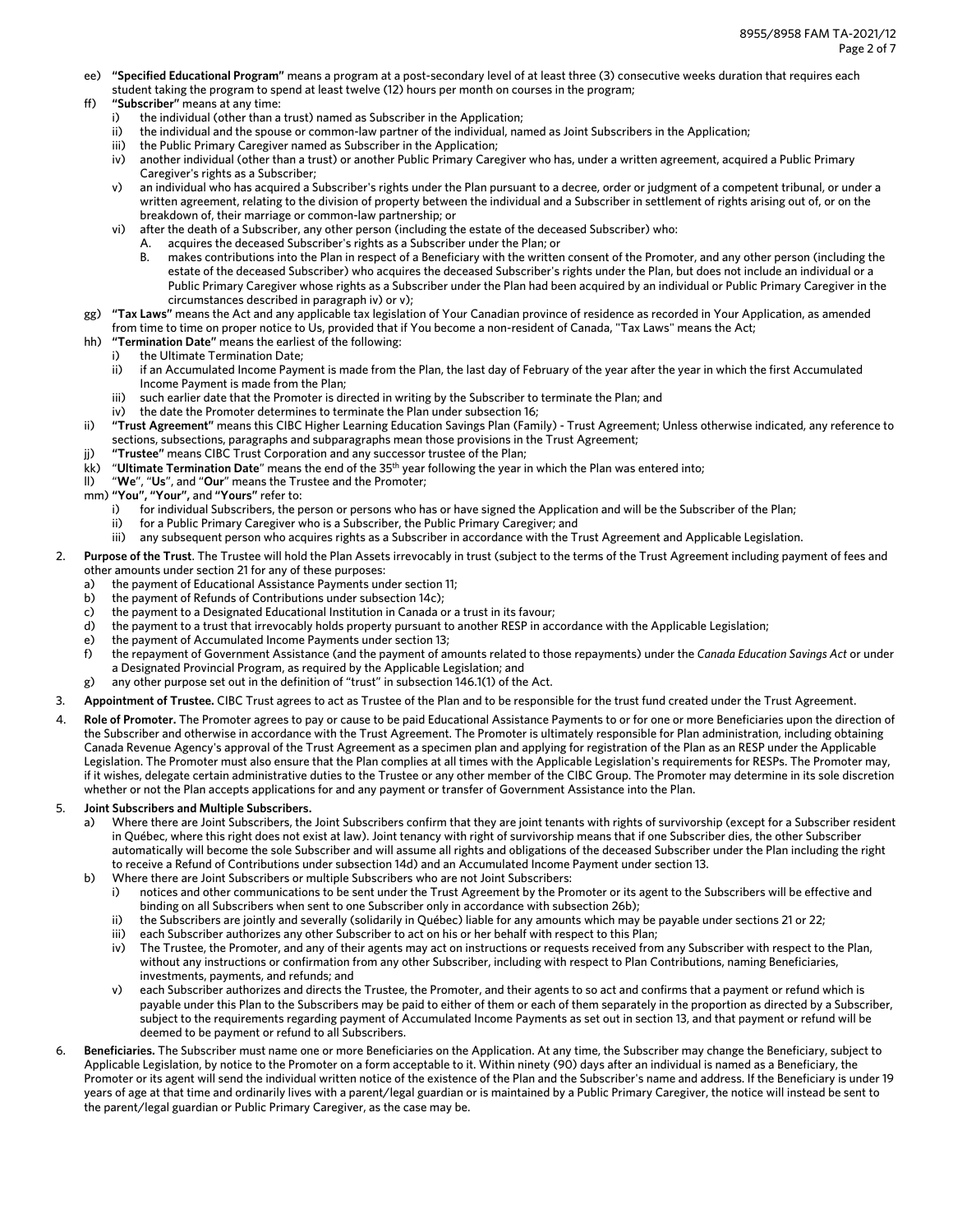ee) **"Specified Educational Program"** means a program at a post-secondary level of at least three (3) consecutive weeks duration that requires each student taking the program to spend at least twelve (12) hours per month on courses in the program;

ff) **"Subscriber"** means at any time:
   i) the individual (other than a trust) named as Subscriber in the Application;
   ii) the individual and the spouse or common-law partner of the individual, named as Joint Subscribers in the Application;
   iii) the Public Primary Caregiver named as Subscriber in the Application;
   iv) another individual (other than a trust) or another Public Primary Caregiver who has, under a written agreement, acquired a Public Primary Caregiver's rights as a Subscriber;
   v) an individual who has acquired a Subscriber's rights under the Plan pursuant to a decree, order or judgment of a competent tribunal, or under a written agreement, relating to the division of property between the individual and a Subscriber in settlement of rights arising out of, or on the breakdown of, their marriage or common-law partnership; or
   vi) after the death of a Subscriber, any other person (including the estate of the deceased Subscriber) who:
      A. acquires the deceased Subscriber's rights as a Subscriber under the Plan; or
      B. makes contributions into the Plan in respect of a Beneficiary with the written consent of the Promoter, and any other person (including the estate of the deceased Subscriber) who acquires the deceased Subscriber's rights under the Plan, but does not include an individual or a Public Primary Caregiver whose rights as a Subscriber under the Plan had been acquired by an individual or Public Primary Caregiver in the circumstances described in paragraph iv) or v);

gg) **"Tax Laws"** means the Act and any applicable tax legislation of Your Canadian province of residence as recorded in Your Application, as amended from time to time on proper notice to Us, provided that if You become a non-resident of Canada, "Tax Laws" means the Act;

hh) **"Termination Date"** means the earliest of the following:
   i) the Ultimate Termination Date;
   ii) if an Accumulated Income Payment is made from the Plan, the last day of February of the year after the year in which the first Accumulated Income Payment is made from the Plan;
   iii) such earlier date that the Promoter is directed in writing by the Subscriber to terminate the Plan; and
   iv) the date the Promoter determines to terminate the Plan under subsection 16;

ii) **"Trust Agreement"** means this CIBC Higher Learning Education Savings Plan (Family) - Trust Agreement; Unless otherwise indicated, any reference to sections, subsections, paragraphs and subparagraphs mean those provisions in the Trust Agreement;

jj) **"Trustee"** means CIBC Trust Corporation and any successor trustee of the Plan;

kk) "**Ultimate Termination Date**" means the end of the 35th year following the year in which the Plan was entered into;

ll) "**We**", "**Us**", and "**Our**" means the Trustee and the Promoter;

mm) **"You", "Your",** and **"Yours"** refer to:
   i) for individual Subscribers, the person or persons who has or have signed the Application and will be the Subscriber of the Plan;
   ii) for a Public Primary Caregiver who is a Subscriber, the Public Primary Caregiver; and
   iii) any subsequent person who acquires rights as a Subscriber in accordance with the Trust Agreement and Applicable Legislation.

2. **Purpose of the Trust**. The Trustee will hold the Plan Assets irrevocably in trust (subject to the terms of the Trust Agreement including payment of fees and other amounts under section 21 for any of these purposes:
   a) the payment of Educational Assistance Payments under section 11;
   b) the payment of Refunds of Contributions under subsection 14c);
   c) the payment to a Designated Educational Institution in Canada or a trust in its favour;
   d) the payment to a trust that irrevocably holds property pursuant to another RESP in accordance with the Applicable Legislation;
   e) the payment of Accumulated Income Payments under section 13;
   f) the repayment of Government Assistance (and the payment of amounts related to those repayments) under the *Canada Education Savings Act* or under a Designated Provincial Program, as required by the Applicable Legislation; and
   g) any other purpose set out in the definition of "trust" in subsection 146.1(1) of the Act.

3. **Appointment of Trustee.** CIBC Trust agrees to act as Trustee of the Plan and to be responsible for the trust fund created under the Trust Agreement.

4. **Role of Promoter.** The Promoter agrees to pay or cause to be paid Educational Assistance Payments to or for one or more Beneficiaries upon the direction of the Subscriber and otherwise in accordance with the Trust Agreement. The Promoter is ultimately responsible for Plan administration, including obtaining Canada Revenue Agency's approval of the Trust Agreement as a specimen plan and applying for registration of the Plan as an RESP under the Applicable Legislation. The Promoter must also ensure that the Plan complies at all times with the Applicable Legislation's requirements for RESPs. The Promoter may, if it wishes, delegate certain administrative duties to the Trustee or any other member of the CIBC Group. The Promoter may determine in its sole discretion whether or not the Plan accepts applications for and any payment or transfer of Government Assistance into the Plan.

5. **Joint Subscribers and Multiple Subscribers.**
   a) Where there are Joint Subscribers, the Joint Subscribers confirm that they are joint tenants with rights of survivorship (except for a Subscriber resident in Québec, where this right does not exist at law). Joint tenancy with right of survivorship means that if one Subscriber dies, the other Subscriber automatically will become the sole Subscriber and will assume all rights and obligations of the deceased Subscriber under the Plan including the right to receive a Refund of Contributions under subsection 14d) and an Accumulated Income Payment under section 13.
   b) Where there are Joint Subscribers or multiple Subscribers who are not Joint Subscribers:
      i) notices and other communications to be sent under the Trust Agreement by the Promoter or its agent to the Subscribers will be effective and binding on all Subscribers when sent to one Subscriber only in accordance with subsection 26b);
      ii) the Subscribers are jointly and severally (solidarily in Québec) liable for any amounts which may be payable under sections 21 or 22;
      iii) each Subscriber authorizes any other Subscriber to act on his or her behalf with respect to this Plan;
      iv) The Trustee, the Promoter, and any of their agents may act on instructions or requests received from any Subscriber with respect to the Plan, without any instructions or confirmation from any other Subscriber, including with respect to Plan Contributions, naming Beneficiaries, investments, payments, and refunds; and
      v) each Subscriber authorizes and directs the Trustee, the Promoter, and their agents to so act and confirms that a payment or refund which is payable under this Plan to the Subscribers may be paid to either of them or each of them separately in the proportion as directed by a Subscriber, subject to the requirements regarding payment of Accumulated Income Payments as set out in section 13, and that payment or refund will be deemed to be payment or refund to all Subscribers.

6. **Beneficiaries.** The Subscriber must name one or more Beneficiaries on the Application. At any time, the Subscriber may change the Beneficiary, subject to Applicable Legislation, by notice to the Promoter on a form acceptable to it. Within ninety (90) days after an individual is named as a Beneficiary, the Promoter or its agent will send the individual written notice of the existence of the Plan and the Subscriber's name and address. If the Beneficiary is under 19 years of age at that time and ordinarily lives with a parent/legal guardian or is maintained by a Public Primary Caregiver, the notice will instead be sent to the parent/legal guardian or Public Primary Caregiver, as the case may be.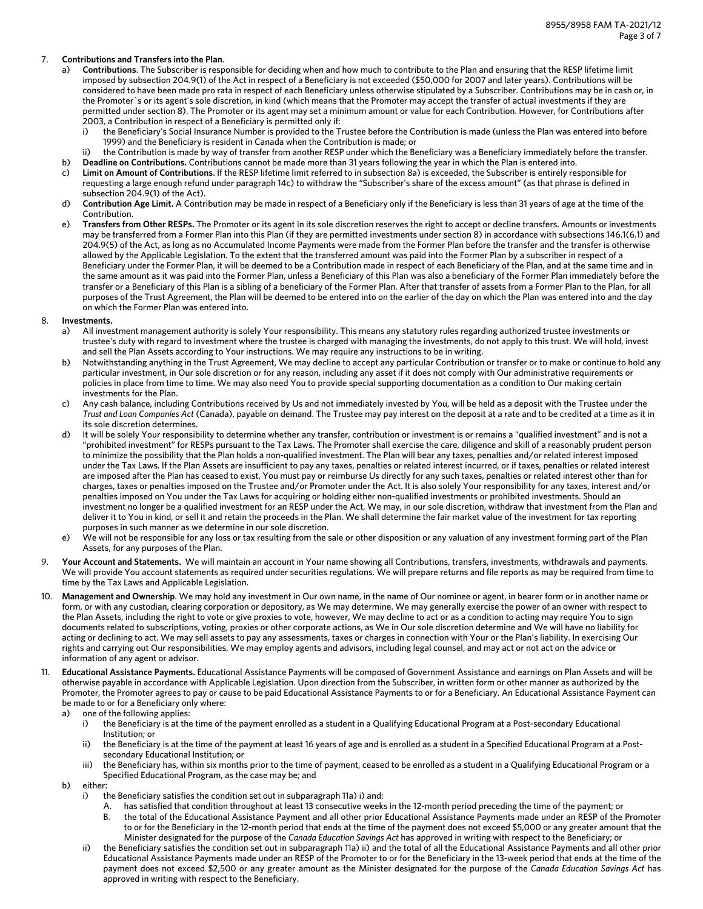7. **Contributions and Transfers into the Plan**.
   a) **Contributions**. The Subscriber is responsible for deciding when and how much to contribute to the Plan and ensuring that the RESP lifetime limit imposed by subsection 204.9(1) of the Act in respect of a Beneficiary is not exceeded ($50,000 for 2007 and later years). Contributions will be considered to have been made pro rata in respect of each Beneficiary unless otherwise stipulated by a Subscriber. Contributions may be in cash or, in the Promoter`s or its agent's sole discretion, in kind (which means that the Promoter may accept the transfer of actual investments if they are permitted under section 8). The Promoter or its agent may set a minimum amount or value for each Contribution. However, for Contributions after 2003, a Contribution in respect of a Beneficiary is permitted only if:
      i) the Beneficiary's Social Insurance Number is provided to the Trustee before the Contribution is made (unless the Plan was entered into before 1999) and the Beneficiary is resident in Canada when the Contribution is made; or
      ii) the Contribution is made by way of transfer from another RESP under which the Beneficiary was a Beneficiary immediately before the transfer.
   b) **Deadline on Contributions.** Contributions cannot be made more than 31 years following the year in which the Plan is entered into.
   c) **Limit on Amount of Contributions**. If the RESP lifetime limit referred to in subsection 8a) is exceeded, the Subscriber is entirely responsible for requesting a large enough refund under paragraph 14c) to withdraw the "Subscriber's share of the excess amount" (as that phrase is defined in subsection 204.9(1) of the Act).
   d) **Contribution Age Limit.** A Contribution may be made in respect of a Beneficiary only if the Beneficiary is less than 31 years of age at the time of the Contribution.
   e) **Transfers from Other RESPs.** The Promoter or its agent in its sole discretion reserves the right to accept or decline transfers. Amounts or investments may be transferred from a Former Plan into this Plan (if they are permitted investments under section 8) in accordance with subsections 146.1(6.1) and 204.9(5) of the Act, as long as no Accumulated Income Payments were made from the Former Plan before the transfer and the transfer is otherwise allowed by the Applicable Legislation. To the extent that the transferred amount was paid into the Former Plan by a subscriber in respect of a Beneficiary under the Former Plan, it will be deemed to be a Contribution made in respect of each Beneficiary of the Plan, and at the same time and in the same amount as it was paid into the Former Plan, unless a Beneficiary of this Plan was also a beneficiary of the Former Plan immediately before the transfer or a Beneficiary of this Plan is a sibling of a beneficiary of the Former Plan. After that transfer of assets from a Former Plan to the Plan, for all purposes of the Trust Agreement, the Plan will be deemed to be entered into on the earlier of the day on which the Plan was entered into and the day on which the Former Plan was entered into.

8. **Investments.**
   a) All investment management authority is solely Your responsibility. This means any statutory rules regarding authorized trustee investments or trustee's duty with regard to investment where the trustee is charged with managing the investments, do not apply to this trust. We will hold, invest and sell the Plan Assets according to Your instructions. We may require any instructions to be in writing.
   b) Notwithstanding anything in the Trust Agreement, We may decline to accept any particular Contribution or transfer or to make or continue to hold any particular investment, in Our sole discretion or for any reason, including any asset if it does not comply with Our administrative requirements or policies in place from time to time. We may also need You to provide special supporting documentation as a condition to Our making certain investments for the Plan.
   c) Any cash balance, including Contributions received by Us and not immediately invested by You, will be held as a deposit with the Trustee under the *Trust and Loan Companies Act* (Canada), payable on demand. The Trustee may pay interest on the deposit at a rate and to be credited at a time as it in its sole discretion determines.
   d) It will be solely Your responsibility to determine whether any transfer, contribution or investment is or remains a "qualified investment" and is not a "prohibited investment" for RESPs pursuant to the Tax Laws. The Promoter shall exercise the care, diligence and skill of a reasonably prudent person to minimize the possibility that the Plan holds a non-qualified investment. The Plan will bear any taxes, penalties and/or related interest imposed under the Tax Laws. If the Plan Assets are insufficient to pay any taxes, penalties or related interest incurred, or if taxes, penalties or related interest are imposed after the Plan has ceased to exist, You must pay or reimburse Us directly for any such taxes, penalties or related interest other than for charges, taxes or penalties imposed on the Trustee and/or Promoter under the Act. It is also solely Your responsibility for any taxes, interest and/or penalties imposed on You under the Tax Laws for acquiring or holding either non-qualified investments or prohibited investments. Should an investment no longer be a qualified investment for an RESP under the Act, We may, in our sole discretion, withdraw that investment from the Plan and deliver it to You in kind, or sell it and retain the proceeds in the Plan. We shall determine the fair market value of the investment for tax reporting purposes in such manner as we determine in our sole discretion.
   e) We will not be responsible for any loss or tax resulting from the sale or other disposition or any valuation of any investment forming part of the Plan Assets, for any purposes of the Plan.

9. **Your Account and Statements.** We will maintain an account in Your name showing all Contributions, transfers, investments, withdrawals and payments. We will provide You account statements as required under securities regulations. We will prepare returns and file reports as may be required from time to time by the Tax Laws and Applicable Legislation.

10. **Management and Ownership**. We may hold any investment in Our own name, in the name of Our nominee or agent, in bearer form or in another name or form, or with any custodian, clearing corporation or depository, as We may determine. We may generally exercise the power of an owner with respect to the Plan Assets, including the right to vote or give proxies to vote, however, We may decline to act or as a condition to acting may require You to sign documents related to subscriptions, voting, proxies or other corporate actions, as We in Our sole discretion determine and We will have no liability for acting or declining to act. We may sell assets to pay any assessments, taxes or charges in connection with Your or the Plan's liability. In exercising Our rights and carrying out Our responsibilities, We may employ agents and advisors, including legal counsel, and may act or not act on the advice or information of any agent or advisor.

11. **Educational Assistance Payments.** Educational Assistance Payments will be composed of Government Assistance and earnings on Plan Assets and will be otherwise payable in accordance with Applicable Legislation. Upon direction from the Subscriber, in written form or other manner as authorized by the Promoter, the Promoter agrees to pay or cause to be paid Educational Assistance Payments to or for a Beneficiary. An Educational Assistance Payment can be made to or for a Beneficiary only where:
   a) one of the following applies:
      i) the Beneficiary is at the time of the payment enrolled as a student in a Qualifying Educational Program at a Post-secondary Educational Institution; or
      ii) the Beneficiary is at the time of the payment at least 16 years of age and is enrolled as a student in a Specified Educational Program at a Post-secondary Educational Institution; or
      iii) the Beneficiary has, within six months prior to the time of payment, ceased to be enrolled as a student in a Qualifying Educational Program or a Specified Educational Program, as the case may be; and
   b) either:
      i) the Beneficiary satisfies the condition set out in subparagraph 11a) i) and:
         A. has satisfied that condition throughout at least 13 consecutive weeks in the 12-month period preceding the time of the payment; or
         B. the total of the Educational Assistance Payment and all other prior Educational Assistance Payments made under an RESP of the Promoter to or for the Beneficiary in the 12-month period that ends at the time of the payment does not exceed $5,000 or any greater amount that the Minister designated for the purpose of the *Canada Education Savings Act* has approved in writing with respect to the Beneficiary; or
      ii) the Beneficiary satisfies the condition set out in subparagraph 11a) ii) and the total of all the Educational Assistance Payments and all other prior Educational Assistance Payments made under an RESP of the Promoter to or for the Beneficiary in the 13-week period that ends at the time of the payment does not exceed $2,500 or any greater amount as the Minister designated for the purpose of the *Canada Education Savings Act* has approved in writing with respect to the Beneficiary.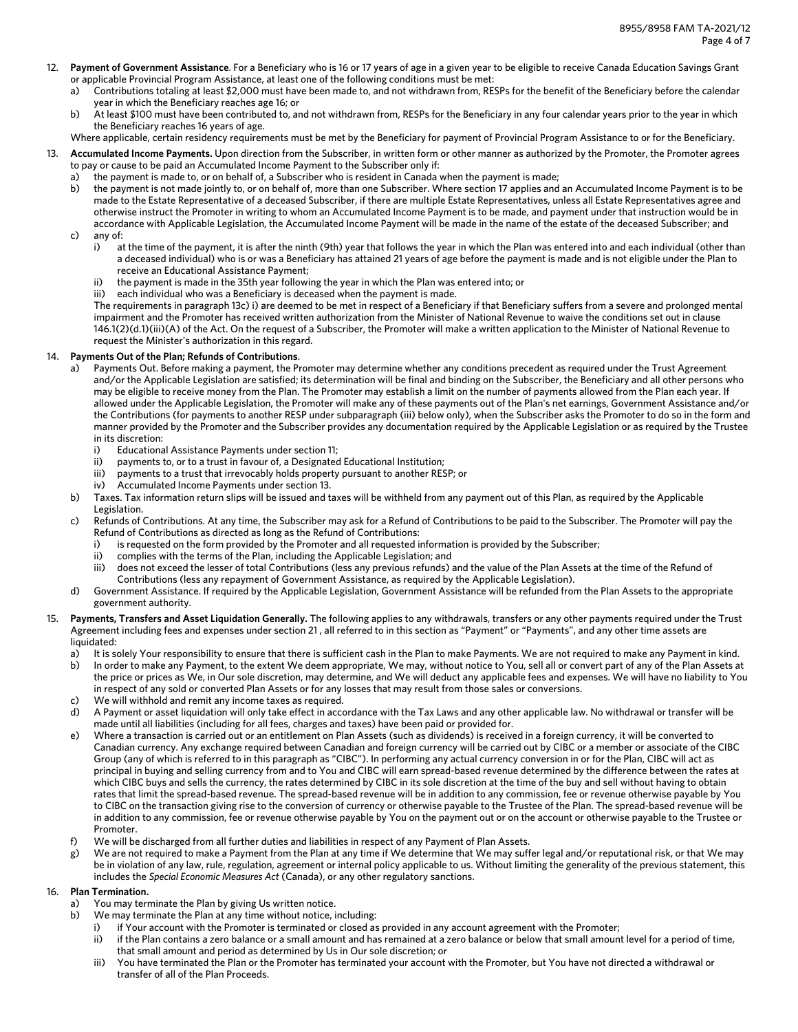12. **Payment of Government Assistance**. For a Beneficiary who is 16 or 17 years of age in a given year to be eligible to receive Canada Education Savings Grant or applicable Provincial Program Assistance, at least one of the following conditions must be met:
    a) Contributions totaling at least $2,000 must have been made to, and not withdrawn from, RESPs for the benefit of the Beneficiary before the calendar year in which the Beneficiary reaches age 16; or
    b) At least $100 must have been contributed to, and not withdrawn from, RESPs for the Beneficiary in any four calendar years prior to the year in which the Beneficiary reaches 16 years of age.

    Where applicable, certain residency requirements must be met by the Beneficiary for payment of Provincial Program Assistance to or for the Beneficiary.

13. **Accumulated Income Payments.** Upon direction from the Subscriber, in written form or other manner as authorized by the Promoter, the Promoter agrees to pay or cause to be paid an Accumulated Income Payment to the Subscriber only if:
    a) the payment is made to, or on behalf of, a Subscriber who is resident in Canada when the payment is made;
    b) the payment is not made jointly to, or on behalf of, more than one Subscriber. Where section 17 applies and an Accumulated Income Payment is to be made to the Estate Representative of a deceased Subscriber, if there are multiple Estate Representatives, unless all Estate Representatives agree and otherwise instruct the Promoter in writing to whom an Accumulated Income Payment is to be made, and payment under that instruction would be in accordance with Applicable Legislation, the Accumulated Income Payment will be made in the name of the estate of the deceased Subscriber; and
    c) any of:
        i) at the time of the payment, it is after the ninth (9th) year that follows the year in which the Plan was entered into and each individual (other than a deceased individual) who is or was a Beneficiary has attained 21 years of age before the payment is made and is not eligible under the Plan to receive an Educational Assistance Payment;
        ii) the payment is made in the 35th year following the year in which the Plan was entered into; or
        iii) each individual who was a Beneficiary is deceased when the payment is made.

    The requirements in paragraph 13c) i) are deemed to be met in respect of a Beneficiary if that Beneficiary suffers from a severe and prolonged mental impairment and the Promoter has received written authorization from the Minister of National Revenue to waive the conditions set out in clause 146.1(2)(d.1)(iii)(A) of the Act. On the request of a Subscriber, the Promoter will make a written application to the Minister of National Revenue to request the Minister's authorization in this regard.

14. **Payments Out of the Plan; Refunds of Contributions**.
    a) Payments Out. Before making a payment, the Promoter may determine whether any conditions precedent as required under the Trust Agreement and/or the Applicable Legislation are satisfied; its determination will be final and binding on the Subscriber, the Beneficiary and all other persons who may be eligible to receive money from the Plan. The Promoter may establish a limit on the number of payments allowed from the Plan each year. If allowed under the Applicable Legislation, the Promoter will make any of these payments out of the Plan's net earnings, Government Assistance and/or the Contributions (for payments to another RESP under subparagraph (iii) below only), when the Subscriber asks the Promoter to do so in the form and manner provided by the Promoter and the Subscriber provides any documentation required by the Applicable Legislation or as required by the Trustee in its discretion:
        i) Educational Assistance Payments under section 11;
        ii) payments to, or to a trust in favour of, a Designated Educational Institution;
        iii) payments to a trust that irrevocably holds property pursuant to another RESP; or
        iv) Accumulated Income Payments under section 13.
    b) Taxes. Tax information return slips will be issued and taxes will be withheld from any payment out of this Plan, as required by the Applicable Legislation.
    c) Refunds of Contributions. At any time, the Subscriber may ask for a Refund of Contributions to be paid to the Subscriber. The Promoter will pay the Refund of Contributions as directed as long as the Refund of Contributions:
        i) is requested on the form provided by the Promoter and all requested information is provided by the Subscriber;
        ii) complies with the terms of the Plan, including the Applicable Legislation; and
        iii) does not exceed the lesser of total Contributions (less any previous refunds) and the value of the Plan Assets at the time of the Refund of Contributions (less any repayment of Government Assistance, as required by the Applicable Legislation).
    d) Government Assistance. If required by the Applicable Legislation, Government Assistance will be refunded from the Plan Assets to the appropriate government authority.

15. **Payments, Transfers and Asset Liquidation Generally.** The following applies to any withdrawals, transfers or any other payments required under the Trust Agreement including fees and expenses under section 21 , all referred to in this section as "Payment" or "Payments", and any other time assets are liquidated:
    a) It is solely Your responsibility to ensure that there is sufficient cash in the Plan to make Payments. We are not required to make any Payment in kind.
    b) In order to make any Payment, to the extent We deem appropriate, We may, without notice to You, sell all or convert part of any of the Plan Assets at the price or prices as We, in Our sole discretion, may determine, and We will deduct any applicable fees and expenses. We will have no liability to You in respect of any sold or converted Plan Assets or for any losses that may result from those sales or conversions.
    c) We will withhold and remit any income taxes as required.
    d) A Payment or asset liquidation will only take effect in accordance with the Tax Laws and any other applicable law. No withdrawal or transfer will be made until all liabilities (including for all fees, charges and taxes) have been paid or provided for.
    e) Where a transaction is carried out or an entitlement on Plan Assets (such as dividends) is received in a foreign currency, it will be converted to Canadian currency. Any exchange required between Canadian and foreign currency will be carried out by CIBC or a member or associate of the CIBC Group (any of which is referred to in this paragraph as "CIBC"). In performing any actual currency conversion in or for the Plan, CIBC will act as principal in buying and selling currency from and to You and CIBC will earn spread-based revenue determined by the difference between the rates at which CIBC buys and sells the currency, the rates determined by CIBC in its sole discretion at the time of the buy and sell without having to obtain rates that limit the spread-based revenue. The spread-based revenue will be in addition to any commission, fee or revenue otherwise payable by You to CIBC on the transaction giving rise to the conversion of currency or otherwise payable to the Trustee of the Plan. The spread-based revenue will be in addition to any commission, fee or revenue otherwise payable by You on the payment out or on the account or otherwise payable to the Trustee or Promoter.
    f) We will be discharged from all further duties and liabilities in respect of any Payment of Plan Assets.
    g) We are not required to make a Payment from the Plan at any time if We determine that We may suffer legal and/or reputational risk, or that We may be in violation of any law, rule, regulation, agreement or internal policy applicable to us. Without limiting the generality of the previous statement, this includes the *Special Economic Measures Act* (Canada), or any other regulatory sanctions.

16. **Plan Termination.**
    a) You may terminate the Plan by giving Us written notice.
    b) We may terminate the Plan at any time without notice, including:
        i) if Your account with the Promoter is terminated or closed as provided in any account agreement with the Promoter;
        ii) if the Plan contains a zero balance or a small amount and has remained at a zero balance or below that small amount level for a period of time, that small amount and period as determined by Us in Our sole discretion; or
        iii) You have terminated the Plan or the Promoter has terminated your account with the Promoter, but You have not directed a withdrawal or transfer of all of the Plan Proceeds.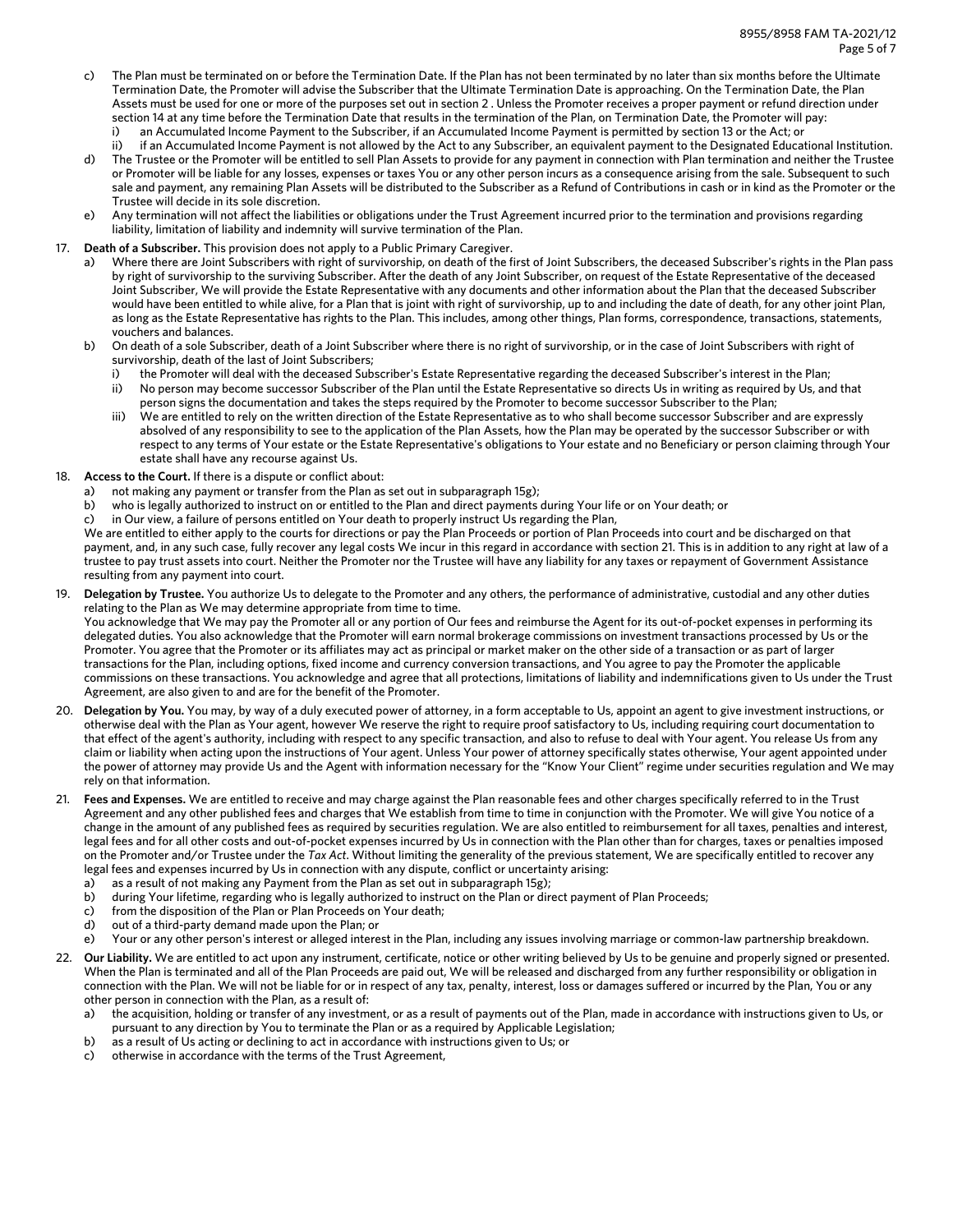c) The Plan must be terminated on or before the Termination Date. If the Plan has not been terminated by no later than six months before the Ultimate Termination Date, the Promoter will advise the Subscriber that the Ultimate Termination Date is approaching. On the Termination Date, the Plan Assets must be used for one or more of the purposes set out in section 2 . Unless the Promoter receives a proper payment or refund direction under section 14 at any time before the Termination Date that results in the termination of the Plan, on Termination Date, the Promoter will pay:
   i) an Accumulated Income Payment to the Subscriber, if an Accumulated Income Payment is permitted by section 13 or the Act; or
   ii) if an Accumulated Income Payment is not allowed by the Act to any Subscriber, an equivalent payment to the Designated Educational Institution.

d) The Trustee or the Promoter will be entitled to sell Plan Assets to provide for any payment in connection with Plan termination and neither the Trustee or Promoter will be liable for any losses, expenses or taxes You or any other person incurs as a consequence arising from the sale. Subsequent to such sale and payment, any remaining Plan Assets will be distributed to the Subscriber as a Refund of Contributions in cash or in kind as the Promoter or the Trustee will decide in its sole discretion.

e) Any termination will not affect the liabilities or obligations under the Trust Agreement incurred prior to the termination and provisions regarding liability, limitation of liability and indemnity will survive termination of the Plan.

17. **Death of a Subscriber.** This provision does not apply to a Public Primary Caregiver.
   a) Where there are Joint Subscribers with right of survivorship, on death of the first of Joint Subscribers, the deceased Subscriber's rights in the Plan pass by right of survivorship to the surviving Subscriber. After the death of any Joint Subscriber, on request of the Estate Representative of the deceased Joint Subscriber, We will provide the Estate Representative with any documents and other information about the Plan that the deceased Subscriber would have been entitled to while alive, for a Plan that is joint with right of survivorship, up to and including the date of death, for any other joint Plan, as long as the Estate Representative has rights to the Plan. This includes, among other things, Plan forms, correspondence, transactions, statements, vouchers and balances.
   b) On death of a sole Subscriber, death of a Joint Subscriber where there is no right of survivorship, or in the case of Joint Subscribers with right of survivorship, death of the last of Joint Subscribers;
      i) the Promoter will deal with the deceased Subscriber's Estate Representative regarding the deceased Subscriber's interest in the Plan;
      ii) No person may become successor Subscriber of the Plan until the Estate Representative so directs Us in writing as required by Us, and that person signs the documentation and takes the steps required by the Promoter to become successor Subscriber to the Plan;
      iii) We are entitled to rely on the written direction of the Estate Representative as to who shall become successor Subscriber and are expressly absolved of any responsibility to see to the application of the Plan Assets, how the Plan may be operated by the successor Subscriber or with respect to any terms of Your estate or the Estate Representative's obligations to Your estate and no Beneficiary or person claiming through Your estate shall have any recourse against Us.

18. **Access to the Court.** If there is a dispute or conflict about:
   a) not making any payment or transfer from the Plan as set out in subparagraph 15g);
   b) who is legally authorized to instruct on or entitled to the Plan and direct payments during Your life or on Your death; or
   c) in Our view, a failure of persons entitled on Your death to properly instruct Us regarding the Plan,

   We are entitled to either apply to the courts for directions or pay the Plan Proceeds or portion of Plan Proceeds into court and be discharged on that payment, and, in any such case, fully recover any legal costs We incur in this regard in accordance with section 21. This is in addition to any right at law of a trustee to pay trust assets into court. Neither the Promoter nor the Trustee will have any liability for any taxes or repayment of Government Assistance resulting from any payment into court.

19. **Delegation by Trustee.** You authorize Us to delegate to the Promoter and any others, the performance of administrative, custodial and any other duties relating to the Plan as We may determine appropriate from time to time.
   You acknowledge that We may pay the Promoter all or any portion of Our fees and reimburse the Agent for its out-of-pocket expenses in performing its delegated duties. You also acknowledge that the Promoter will earn normal brokerage commissions on investment transactions processed by Us or the Promoter. You agree that the Promoter or its affiliates may act as principal or market maker on the other side of a transaction or as part of larger transactions for the Plan, including options, fixed income and currency conversion transactions, and You agree to pay the Promoter the applicable commissions on these transactions. You acknowledge and agree that all protections, limitations of liability and indemnifications given to Us under the Trust Agreement, are also given to and are for the benefit of the Promoter.

20. **Delegation by You.** You may, by way of a duly executed power of attorney, in a form acceptable to Us, appoint an agent to give investment instructions, or otherwise deal with the Plan as Your agent, however We reserve the right to require proof satisfactory to Us, including requiring court documentation to that effect of the agent's authority, including with respect to any specific transaction, and also to refuse to deal with Your agent. You release Us from any claim or liability when acting upon the instructions of Your agent. Unless Your power of attorney specifically states otherwise, Your agent appointed under the power of attorney may provide Us and the Agent with information necessary for the "Know Your Client" regime under securities regulation and We may rely on that information.

21. **Fees and Expenses.** We are entitled to receive and may charge against the Plan reasonable fees and other charges specifically referred to in the Trust Agreement and any other published fees and charges that We establish from time to time in conjunction with the Promoter. We will give You notice of a change in the amount of any published fees as required by securities regulation. We are also entitled to reimbursement for all taxes, penalties and interest, legal fees and for all other costs and out-of-pocket expenses incurred by Us in connection with the Plan other than for charges, taxes or penalties imposed on the Promoter and/or Trustee under the *Tax Act*. Without limiting the generality of the previous statement, We are specifically entitled to recover any legal fees and expenses incurred by Us in connection with any dispute, conflict or uncertainty arising:
   a) as a result of not making any Payment from the Plan as set out in subparagraph 15g);
   b) during Your lifetime, regarding who is legally authorized to instruct on the Plan or direct payment of Plan Proceeds;
   c) from the disposition of the Plan or Plan Proceeds on Your death;
   d) out of a third-party demand made upon the Plan; or
   e) Your or any other person's interest or alleged interest in the Plan, including any issues involving marriage or common-law partnership breakdown.

22. **Our Liability.** We are entitled to act upon any instrument, certificate, notice or other writing believed by Us to be genuine and properly signed or presented. When the Plan is terminated and all of the Plan Proceeds are paid out, We will be released and discharged from any further responsibility or obligation in connection with the Plan. We will not be liable for or in respect of any tax, penalty, interest, loss or damages suffered or incurred by the Plan, You or any other person in connection with the Plan, as a result of:
   a) the acquisition, holding or transfer of any investment, or as a result of payments out of the Plan, made in accordance with instructions given to Us, or pursuant to any direction by You to terminate the Plan or as a required by Applicable Legislation;
   b) as a result of Us acting or declining to act in accordance with instructions given to Us; or
   c) otherwise in accordance with the terms of the Trust Agreement,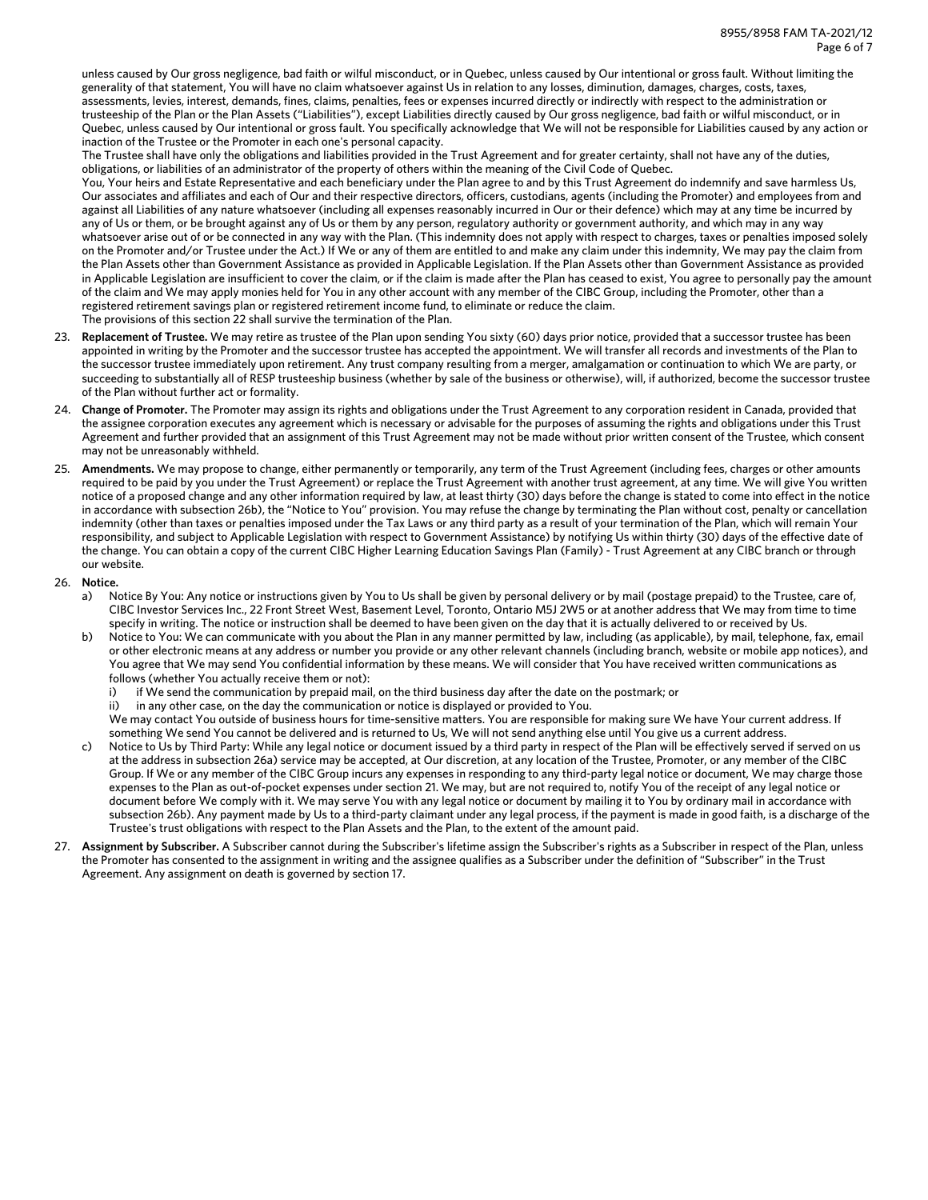unless caused by Our gross negligence, bad faith or wilful misconduct, or in Quebec, unless caused by Our intentional or gross fault. Without limiting the generality of that statement, You will have no claim whatsoever against Us in relation to any losses, diminution, damages, charges, costs, taxes, assessments, levies, interest, demands, fines, claims, penalties, fees or expenses incurred directly or indirectly with respect to the administration or trusteeship of the Plan or the Plan Assets ("Liabilities"), except Liabilities directly caused by Our gross negligence, bad faith or wilful misconduct, or in Quebec, unless caused by Our intentional or gross fault. You specifically acknowledge that We will not be responsible for Liabilities caused by any action or inaction of the Trustee or the Promoter in each one's personal capacity.

The Trustee shall have only the obligations and liabilities provided in the Trust Agreement and for greater certainty, shall not have any of the duties, obligations, or liabilities of an administrator of the property of others within the meaning of the Civil Code of Quebec.

You, Your heirs and Estate Representative and each beneficiary under the Plan agree to and by this Trust Agreement do indemnify and save harmless Us, Our associates and affiliates and each of Our and their respective directors, officers, custodians, agents (including the Promoter) and employees from and against all Liabilities of any nature whatsoever (including all expenses reasonably incurred in Our or their defence) which may at any time be incurred by any of Us or them, or be brought against any of Us or them by any person, regulatory authority or government authority, and which may in any way whatsoever arise out of or be connected in any way with the Plan. (This indemnity does not apply with respect to charges, taxes or penalties imposed solely on the Promoter and/or Trustee under the Act.) If We or any of them are entitled to and make any claim under this indemnity, We may pay the claim from the Plan Assets other than Government Assistance as provided in Applicable Legislation. If the Plan Assets other than Government Assistance as provided in Applicable Legislation are insufficient to cover the claim, or if the claim is made after the Plan has ceased to exist, You agree to personally pay the amount of the claim and We may apply monies held for You in any other account with any member of the CIBC Group, including the Promoter, other than a registered retirement savings plan or registered retirement income fund, to eliminate or reduce the claim.

The provisions of this section 22 shall survive the termination of the Plan.

23. **Replacement of Trustee.** We may retire as trustee of the Plan upon sending You sixty (60) days prior notice, provided that a successor trustee has been appointed in writing by the Promoter and the successor trustee has accepted the appointment. We will transfer all records and investments of the Plan to the successor trustee immediately upon retirement. Any trust company resulting from a merger, amalgamation or continuation to which We are party, or succeeding to substantially all of RESP trusteeship business (whether by sale of the business or otherwise), will, if authorized, become the successor trustee of the Plan without further act or formality.

24. **Change of Promoter.** The Promoter may assign its rights and obligations under the Trust Agreement to any corporation resident in Canada, provided that the assignee corporation executes any agreement which is necessary or advisable for the purposes of assuming the rights and obligations under this Trust Agreement and further provided that an assignment of this Trust Agreement may not be made without prior written consent of the Trustee, which consent may not be unreasonably withheld.

25. **Amendments.** We may propose to change, either permanently or temporarily, any term of the Trust Agreement (including fees, charges or other amounts required to be paid by you under the Trust Agreement) or replace the Trust Agreement with another trust agreement, at any time. We will give You written notice of a proposed change and any other information required by law, at least thirty (30) days before the change is stated to come into effect in the notice in accordance with subsection 26b), the "Notice to You" provision. You may refuse the change by terminating the Plan without cost, penalty or cancellation indemnity (other than taxes or penalties imposed under the Tax Laws or any third party as a result of your termination of the Plan, which will remain Your responsibility, and subject to Applicable Legislation with respect to Government Assistance) by notifying Us within thirty (30) days of the effective date of the change. You can obtain a copy of the current CIBC Higher Learning Education Savings Plan (Family) - Trust Agreement at any CIBC branch or through our website.

26. **Notice.**
    a) Notice By You: Any notice or instructions given by You to Us shall be given by personal delivery or by mail (postage prepaid) to the Trustee, care of, CIBC Investor Services Inc., 22 Front Street West, Basement Level, Toronto, Ontario M5J 2W5 or at another address that We may from time to time specify in writing. The notice or instruction shall be deemed to have been given on the day that it is actually delivered to or received by Us.
    b) Notice to You: We can communicate with you about the Plan in any manner permitted by law, including (as applicable), by mail, telephone, fax, email or other electronic means at any address or number you provide or any other relevant channels (including branch, website or mobile app notices), and You agree that We may send You confidential information by these means. We will consider that You have received written communications as follows (whether You actually receive them or not):
       i) if We send the communication by prepaid mail, on the third business day after the date on the postmark; or
       ii) in any other case, on the day the communication or notice is displayed or provided to You.

       We may contact You outside of business hours for time-sensitive matters. You are responsible for making sure We have Your current address. If something We send You cannot be delivered and is returned to Us, We will not send anything else until You give us a current address.
    c) Notice to Us by Third Party: While any legal notice or document issued by a third party in respect of the Plan will be effectively served if served on us at the address in subsection 26a) service may be accepted, at Our discretion, at any location of the Trustee, Promoter, or any member of the CIBC Group. If We or any member of the CIBC Group incurs any expenses in responding to any third-party legal notice or document, We may charge those expenses to the Plan as out-of-pocket expenses under section 21. We may, but are not required to, notify You of the receipt of any legal notice or document before We comply with it. We may serve You with any legal notice or document by mailing it to You by ordinary mail in accordance with subsection 26b). Any payment made by Us to a third-party claimant under any legal process, if the payment is made in good faith, is a discharge of the Trustee's trust obligations with respect to the Plan Assets and the Plan, to the extent of the amount paid.

27. **Assignment by Subscriber.** A Subscriber cannot during the Subscriber's lifetime assign the Subscriber's rights as a Subscriber in respect of the Plan, unless the Promoter has consented to the assignment in writing and the assignee qualifies as a Subscriber under the definition of "Subscriber" in the Trust Agreement. Any assignment on death is governed by section 17.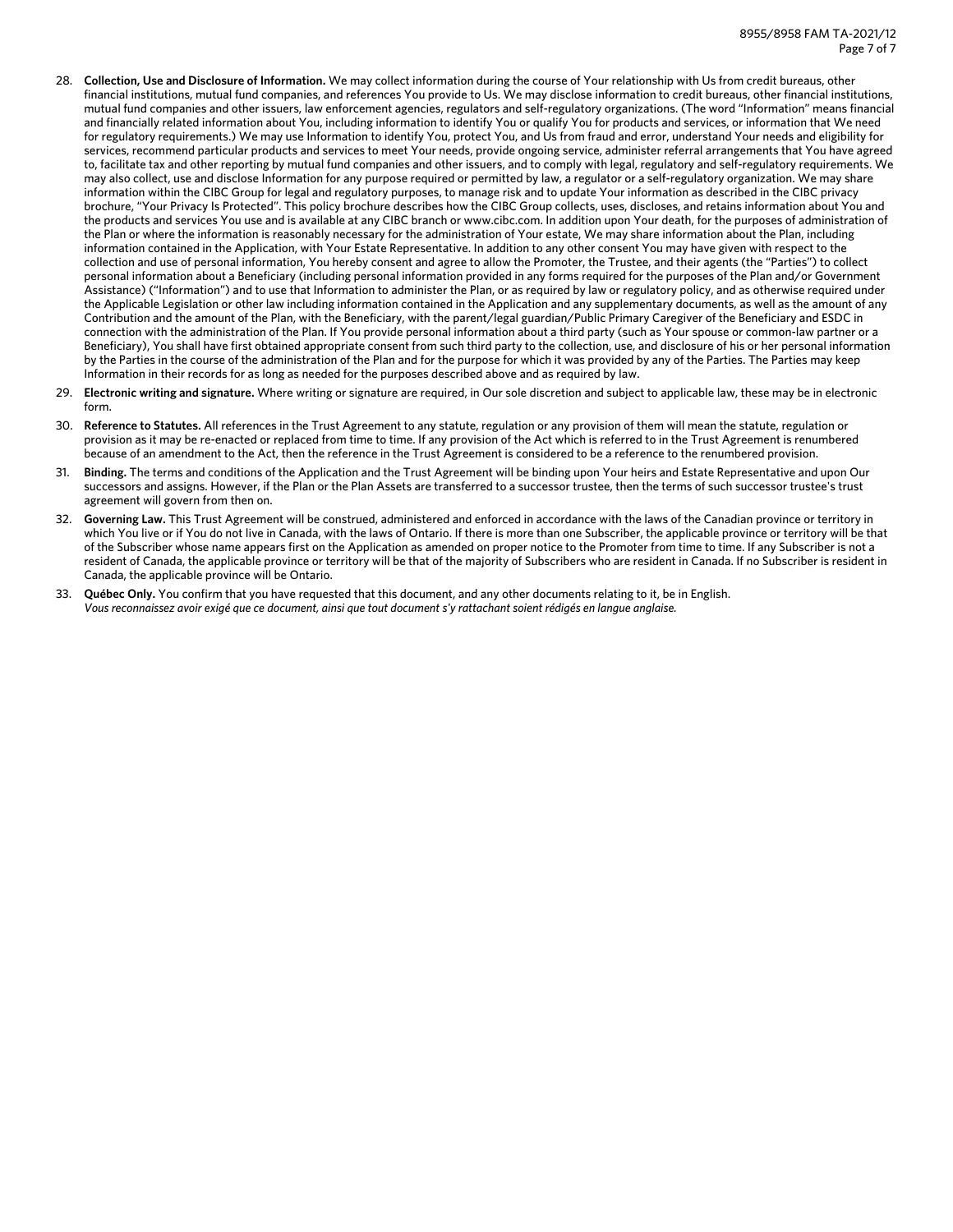28. **Collection, Use and Disclosure of Information.** We may collect information during the course of Your relationship with Us from credit bureaus, other financial institutions, mutual fund companies, and references You provide to Us. We may disclose information to credit bureaus, other financial institutions, mutual fund companies and other issuers, law enforcement agencies, regulators and self-regulatory organizations. (The word "Information" means financial and financially related information about You, including information to identify You or qualify You for products and services, or information that We need for regulatory requirements.) We may use Information to identify You, protect You, and Us from fraud and error, understand Your needs and eligibility for services, recommend particular products and services to meet Your needs, provide ongoing service, administer referral arrangements that You have agreed to, facilitate tax and other reporting by mutual fund companies and other issuers, and to comply with legal, regulatory and self-regulatory requirements. We may also collect, use and disclose Information for any purpose required or permitted by law, a regulator or a self-regulatory organization. We may share information within the CIBC Group for legal and regulatory purposes, to manage risk and to update Your information as described in the CIBC privacy brochure, "Your Privacy Is Protected". This policy brochure describes how the CIBC Group collects, uses, discloses, and retains information about You and the products and services You use and is available at any CIBC branch or www.cibc.com. In addition upon Your death, for the purposes of administration of the Plan or where the information is reasonably necessary for the administration of Your estate, We may share information about the Plan, including information contained in the Application, with Your Estate Representative. In addition to any other consent You may have given with respect to the collection and use of personal information, You hereby consent and agree to allow the Promoter, the Trustee, and their agents (the "Parties") to collect personal information about a Beneficiary (including personal information provided in any forms required for the purposes of the Plan and/or Government Assistance) ("Information") and to use that Information to administer the Plan, or as required by law or regulatory policy, and as otherwise required under the Applicable Legislation or other law including information contained in the Application and any supplementary documents, as well as the amount of any Contribution and the amount of the Plan, with the Beneficiary, with the parent/legal guardian/Public Primary Caregiver of the Beneficiary and ESDC in connection with the administration of the Plan. If You provide personal information about a third party (such as Your spouse or common-law partner or a Beneficiary), You shall have first obtained appropriate consent from such third party to the collection, use, and disclosure of his or her personal information by the Parties in the course of the administration of the Plan and for the purpose for which it was provided by any of the Parties. The Parties may keep Information in their records for as long as needed for the purposes described above and as required by law.

29. **Electronic writing and signature.** Where writing or signature are required, in Our sole discretion and subject to applicable law, these may be in electronic form.

30. **Reference to Statutes.** All references in the Trust Agreement to any statute, regulation or any provision of them will mean the statute, regulation or provision as it may be re-enacted or replaced from time to time. If any provision of the Act which is referred to in the Trust Agreement is renumbered because of an amendment to the Act, then the reference in the Trust Agreement is considered to be a reference to the renumbered provision.

31. **Binding.** The terms and conditions of the Application and the Trust Agreement will be binding upon Your heirs and Estate Representative and upon Our successors and assigns. However, if the Plan or the Plan Assets are transferred to a successor trustee, then the terms of such successor trustee's trust agreement will govern from then on.

32. **Governing Law.** This Trust Agreement will be construed, administered and enforced in accordance with the laws of the Canadian province or territory in which You live or if You do not live in Canada, with the laws of Ontario. If there is more than one Subscriber, the applicable province or territory will be that of the Subscriber whose name appears first on the Application as amended on proper notice to the Promoter from time to time. If any Subscriber is not a resident of Canada, the applicable province or territory will be that of the majority of Subscribers who are resident in Canada. If no Subscriber is resident in Canada, the applicable province will be Ontario.

33. **Québec Only.** You confirm that you have requested that this document, and any other documents relating to it, be in English.
*Vous reconnaissez avoir exigé que ce document, ainsi que tout document s'y rattachant soient rédigés en langue anglaise.*